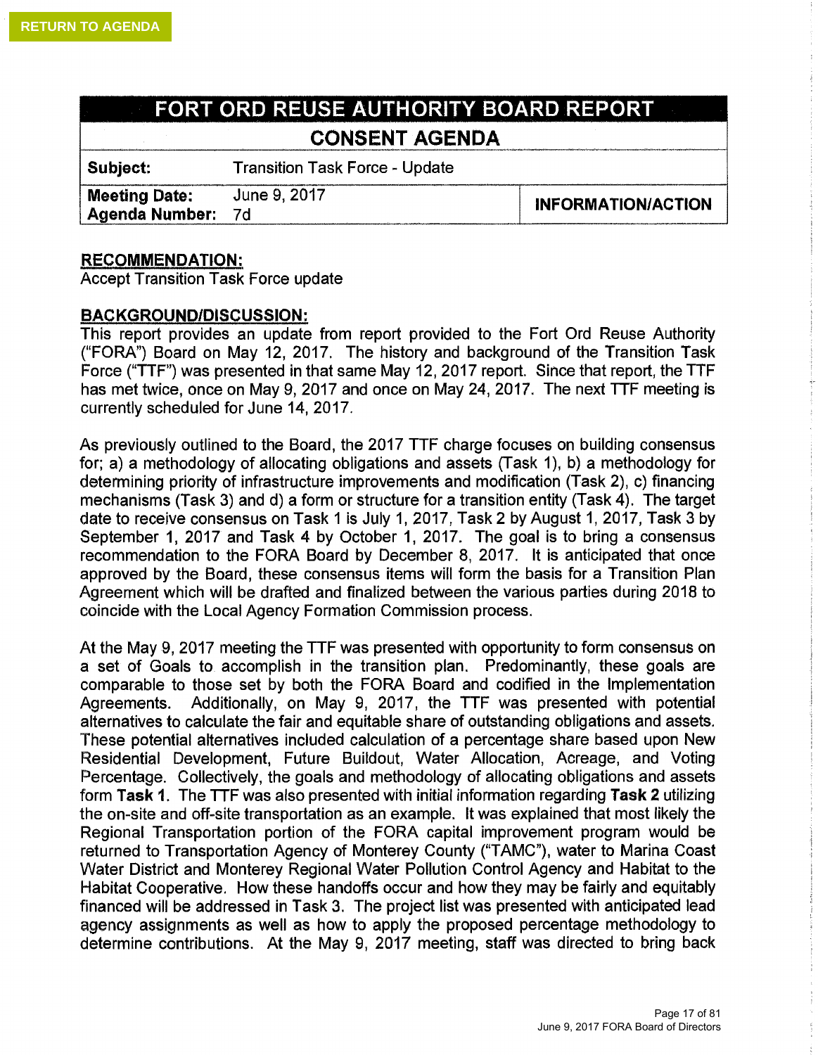RETURN TO AGENDA

# FORT ORD REUSE AUTHORITY BOARD REPORT

## CONSENT AGENDA

| | | |
|---|---|---|
| **Subject:** | Transition Task Force - Update | |
| **Meeting Date:** **Agenda Number:** | June 9, 2017 7d | **INFORMATION/ACTION** |

**RECOMMENDATION:**

Accept Transition Task Force update

**BACKGROUND/DISCUSSION:**

This report provides an update from report provided to the Fort Ord Reuse Authority ("FORA") Board on May 12, 2017. The history and background of the Transition Task Force ("TTF") was presented in that same May 12, 2017 report. Since that report, the TTF has met twice, once on May 9, 2017 and once on May 24, 2017. The next TTF meeting is currently scheduled for June 14, 2017.

As previously outlined to the Board, the 2017 TTF charge focuses on building consensus for; a) a methodology of allocating obligations and assets (Task 1), b) a methodology for determining priority of infrastructure improvements and modification (Task 2), c) financing mechanisms (Task 3) and d) a form or structure for a transition entity (Task 4). The target date to receive consensus on Task 1 is July 1, 2017, Task 2 by August 1, 2017, Task 3 by September 1, 2017 and Task 4 by October 1, 2017. The goal is to bring a consensus recommendation to the FORA Board by December 8, 2017. It is anticipated that once approved by the Board, these consensus items will form the basis for a Transition Plan Agreement which will be drafted and finalized between the various parties during 2018 to coincide with the Local Agency Formation Commission process.

At the May 9, 2017 meeting the TTF was presented with opportunity to form consensus on a set of Goals to accomplish in the transition plan. Predominantly, these goals are comparable to those set by both the FORA Board and codified in the Implementation Agreements. Additionally, on May 9, 2017, the TTF was presented with potential alternatives to calculate the fair and equitable share of outstanding obligations and assets. These potential alternatives included calculation of a percentage share based upon New Residential Development, Future Buildout, Water Allocation, Acreage, and Voting Percentage. Collectively, the goals and methodology of allocating obligations and assets form **Task 1**. The TTF was also presented with initial information regarding **Task 2** utilizing the on-site and off-site transportation as an example. It was explained that most likely the Regional Transportation portion of the FORA capital improvement program would be returned to Transportation Agency of Monterey County ("TAMC"), water to Marina Coast Water District and Monterey Regional Water Pollution Control Agency and Habitat to the Habitat Cooperative. How these handoffs occur and how they may be fairly and equitably financed will be addressed in Task 3. The project list was presented with anticipated lead agency assignments as well as how to apply the proposed percentage methodology to determine contributions. At the May 9, 2017 meeting, staff was directed to bring back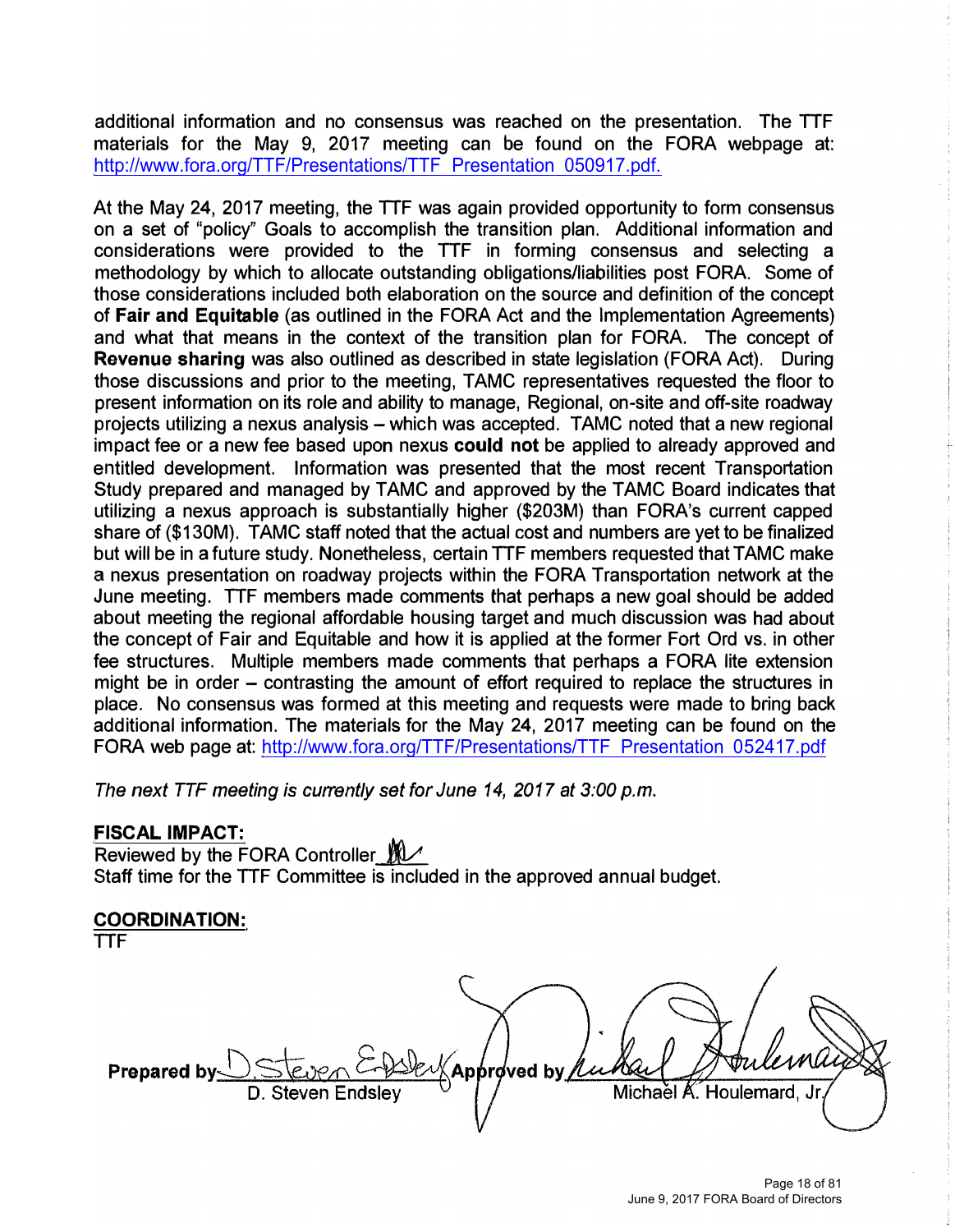additional information and no consensus was reached on the presentation. The TTF materials for the May 9, 2017 meeting can be found on the FORA webpage at: http://www.fora.org/TTF/Presentations/TTF_Presentation_050917.pdf.

At the May 24, 2017 meeting, the TTF was again provided opportunity to form consensus on a set of "policy" Goals to accomplish the transition plan. Additional information and considerations were provided to the TTF in forming consensus and selecting a methodology by which to allocate outstanding obligations/liabilities post FORA. Some of those considerations included both elaboration on the source and definition of the concept of **Fair and Equitable** (as outlined in the FORA Act and the Implementation Agreements) and what that means in the context of the transition plan for FORA. The concept of **Revenue sharing** was also outlined as described in state legislation (FORA Act). During those discussions and prior to the meeting, TAMC representatives requested the floor to present information on its role and ability to manage, Regional, on-site and off-site roadway projects utilizing a nexus analysis – which was accepted. TAMC noted that a new regional impact fee or a new fee based upon nexus **could not** be applied to already approved and entitled development. Information was presented that the most recent Transportation Study prepared and managed by TAMC and approved by the TAMC Board indicates that utilizing a nexus approach is substantially higher ($203M) than FORA's current capped share of ($130M). TAMC staff noted that the actual cost and numbers are yet to be finalized but will be in a future study. Nonetheless, certain TTF members requested that TAMC make a nexus presentation on roadway projects within the FORA Transportation network at the June meeting. TTF members made comments that perhaps a new goal should be added about meeting the regional affordable housing target and much discussion was had about the concept of Fair and Equitable and how it is applied at the former Fort Ord vs. in other fee structures. Multiple members made comments that perhaps a FORA lite extension might be in order – contrasting the amount of effort required to replace the structures in place. No consensus was formed at this meeting and requests were made to bring back additional information. The materials for the May 24, 2017 meeting can be found on the FORA web page at: http://www.fora.org/TTF/Presentations/TTF_Presentation_052417.pdf

*The next TTF meeting is currently set for June 14, 2017 at 3:00 p.m.*

**FISCAL IMPACT:**

Reviewed by the FORA Controller

Staff time for the TTF Committee is included in the approved annual budget.

**COORDINATION:**

TTF

**Prepared by** D. Steven Endsley

**Approved by** Michael A. Houlemard, Jr.